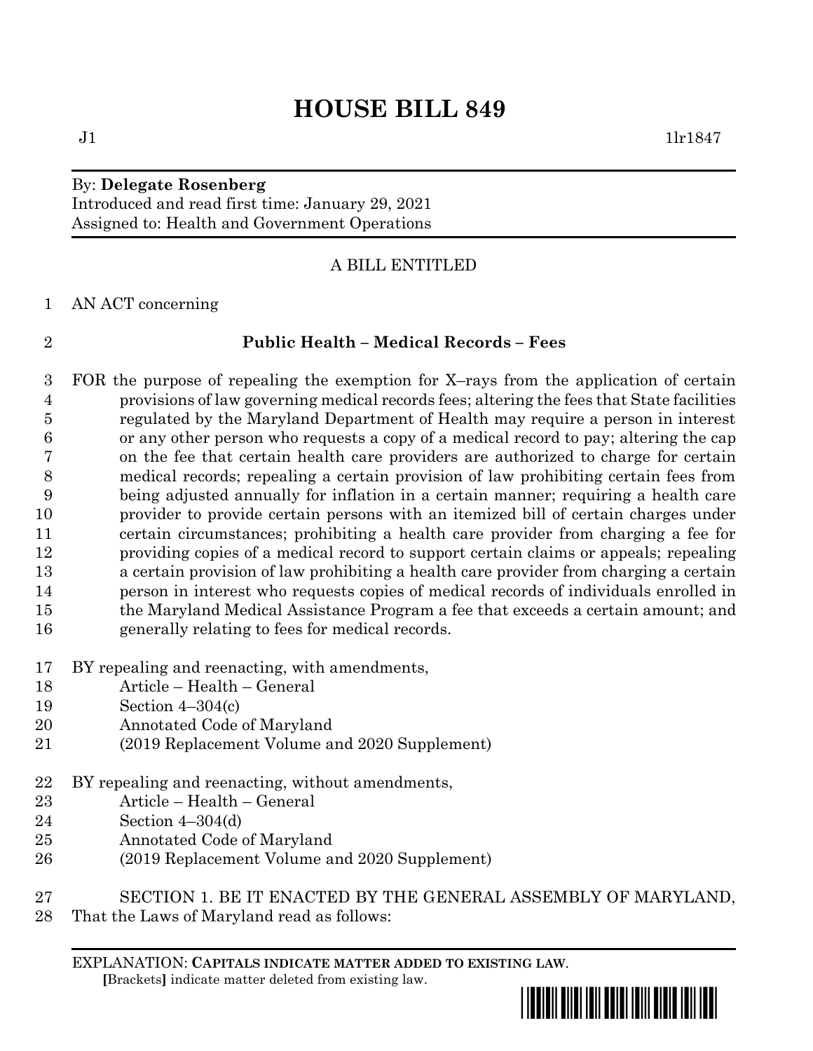# HOUSE BILL 849

J1 1lr1847

By: **Delegate Rosenberg**
Introduced and read first time: January 29, 2021
Assigned to: Health and Government Operations

A BILL ENTITLED

AN ACT concerning

**Public Health – Medical Records – Fees**

FOR the purpose of repealing the exemption for X–rays from the application of certain provisions of law governing medical records fees; altering the fees that State facilities regulated by the Maryland Department of Health may require a person in interest or any other person who requests a copy of a medical record to pay; altering the cap on the fee that certain health care providers are authorized to charge for certain medical records; repealing a certain provision of law prohibiting certain fees from being adjusted annually for inflation in a certain manner; requiring a health care provider to provide certain persons with an itemized bill of certain charges under certain circumstances; prohibiting a health care provider from charging a fee for providing copies of a medical record to support certain claims or appeals; repealing a certain provision of law prohibiting a health care provider from charging a certain person in interest who requests copies of medical records of individuals enrolled in the Maryland Medical Assistance Program a fee that exceeds a certain amount; and generally relating to fees for medical records.

BY repealing and reenacting, with amendments,
Article – Health – General
Section 4–304(c)
Annotated Code of Maryland
(2019 Replacement Volume and 2020 Supplement)

BY repealing and reenacting, without amendments,
Article – Health – General
Section 4–304(d)
Annotated Code of Maryland
(2019 Replacement Volume and 2020 Supplement)

SECTION 1. BE IT ENACTED BY THE GENERAL ASSEMBLY OF MARYLAND, That the Laws of Maryland read as follows:

EXPLANATION: **CAPITALS INDICATE MATTER ADDED TO EXISTING LAW.**
**[**Brackets**]** indicate matter deleted from existing law.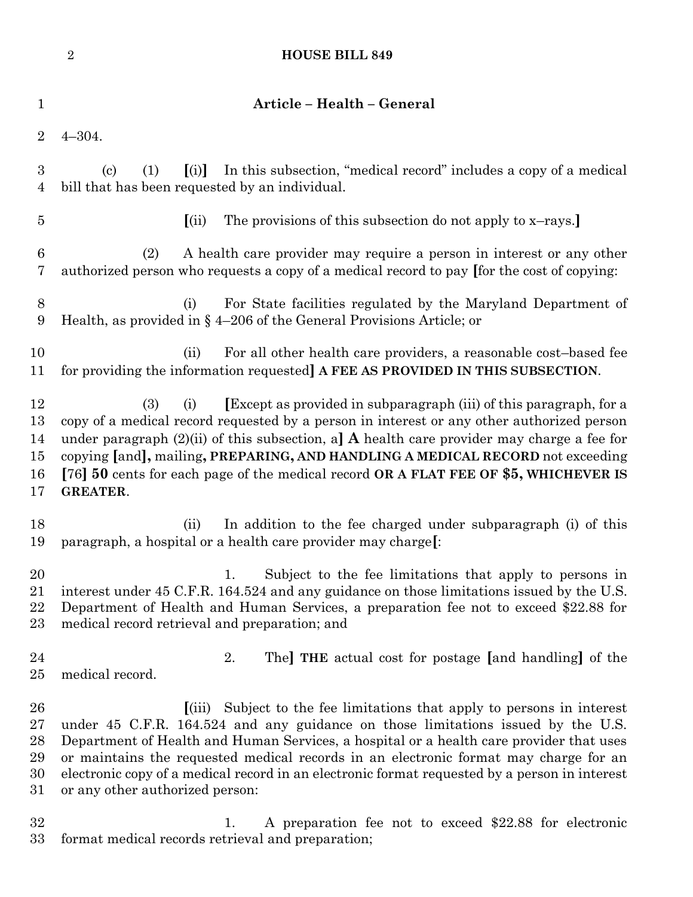## Article – Health – General

4–304.

(c) (1) [(i)] In this subsection, "medical record" includes a copy of a medical bill that has been requested by an individual.

[(ii) The provisions of this subsection do not apply to x–rays.]

(2) A health care provider may require a person in interest or any other authorized person who requests a copy of a medical record to pay [for the cost of copying:

(i) For State facilities regulated by the Maryland Department of Health, as provided in § 4–206 of the General Provisions Article; or

(ii) For all other health care providers, a reasonable cost–based fee for providing the information requested] **A FEE AS PROVIDED IN THIS SUBSECTION**.

(3) (i) [Except as provided in subparagraph (iii) of this paragraph, for a copy of a medical record requested by a person in interest or any other authorized person under paragraph (2)(ii) of this subsection, a] **A** health care provider may charge a fee for copying [and]**,** mailing**, PREPARING, AND HANDLING A MEDICAL RECORD** not exceeding [76] **50** cents for each page of the medical record **OR A FLAT FEE OF $5, WHICHEVER IS GREATER**.

(ii) In addition to the fee charged under subparagraph (i) of this paragraph, a hospital or a health care provider may charge[:

1. Subject to the fee limitations that apply to persons in interest under 45 C.F.R. 164.524 and any guidance on those limitations issued by the U.S. Department of Health and Human Services, a preparation fee not to exceed $22.88 for medical record retrieval and preparation; and

2. The] **THE** actual cost for postage [and handling] of the medical record.

[(iii) Subject to the fee limitations that apply to persons in interest under 45 C.F.R. 164.524 and any guidance on those limitations issued by the U.S. Department of Health and Human Services, a hospital or a health care provider that uses or maintains the requested medical records in an electronic format may charge for an electronic copy of a medical record in an electronic format requested by a person in interest or any other authorized person:

1. A preparation fee not to exceed $22.88 for electronic format medical records retrieval and preparation;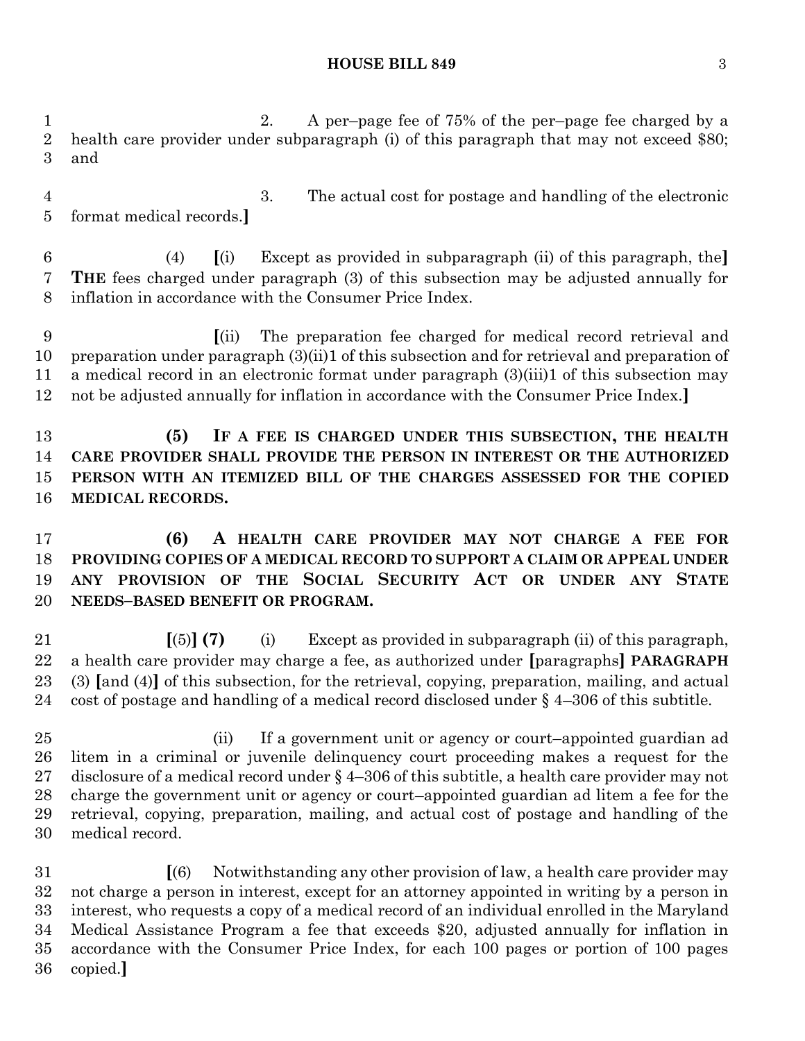2. A per–page fee of 75% of the per–page fee charged by a health care provider under subparagraph (i) of this paragraph that may not exceed $80; and

3. The actual cost for postage and handling of the electronic format medical records.**]**

(4) **[**(i) Except as provided in subparagraph (ii) of this paragraph, the**]** **THE** fees charged under paragraph (3) of this subsection may be adjusted annually for inflation in accordance with the Consumer Price Index.

**[**(ii) The preparation fee charged for medical record retrieval and preparation under paragraph (3)(ii)1 of this subsection and for retrieval and preparation of a medical record in an electronic format under paragraph (3)(iii)1 of this subsection may not be adjusted annually for inflation in accordance with the Consumer Price Index.**]**

**(5) IF A FEE IS CHARGED UNDER THIS SUBSECTION, THE HEALTH CARE PROVIDER SHALL PROVIDE THE PERSON IN INTEREST OR THE AUTHORIZED PERSON WITH AN ITEMIZED BILL OF THE CHARGES ASSESSED FOR THE COPIED MEDICAL RECORDS.**

**(6) A HEALTH CARE PROVIDER MAY NOT CHARGE A FEE FOR PROVIDING COPIES OF A MEDICAL RECORD TO SUPPORT A CLAIM OR APPEAL UNDER ANY PROVISION OF THE SOCIAL SECURITY ACT OR UNDER ANY STATE NEEDS–BASED BENEFIT OR PROGRAM.**

**[**(5)**]** **(7)** (i) Except as provided in subparagraph (ii) of this paragraph, a health care provider may charge a fee, as authorized under **[**paragraphs**]** **PARAGRAPH** (3) **[**and (4)**]** of this subsection, for the retrieval, copying, preparation, mailing, and actual cost of postage and handling of a medical record disclosed under § 4–306 of this subtitle.

(ii) If a government unit or agency or court–appointed guardian ad litem in a criminal or juvenile delinquency court proceeding makes a request for the disclosure of a medical record under § 4–306 of this subtitle, a health care provider may not charge the government unit or agency or court–appointed guardian ad litem a fee for the retrieval, copying, preparation, mailing, and actual cost of postage and handling of the medical record.

**[**(6) Notwithstanding any other provision of law, a health care provider may not charge a person in interest, except for an attorney appointed in writing by a person in interest, who requests a copy of a medical record of an individual enrolled in the Maryland Medical Assistance Program a fee that exceeds $20, adjusted annually for inflation in accordance with the Consumer Price Index, for each 100 pages or portion of 100 pages copied.**]**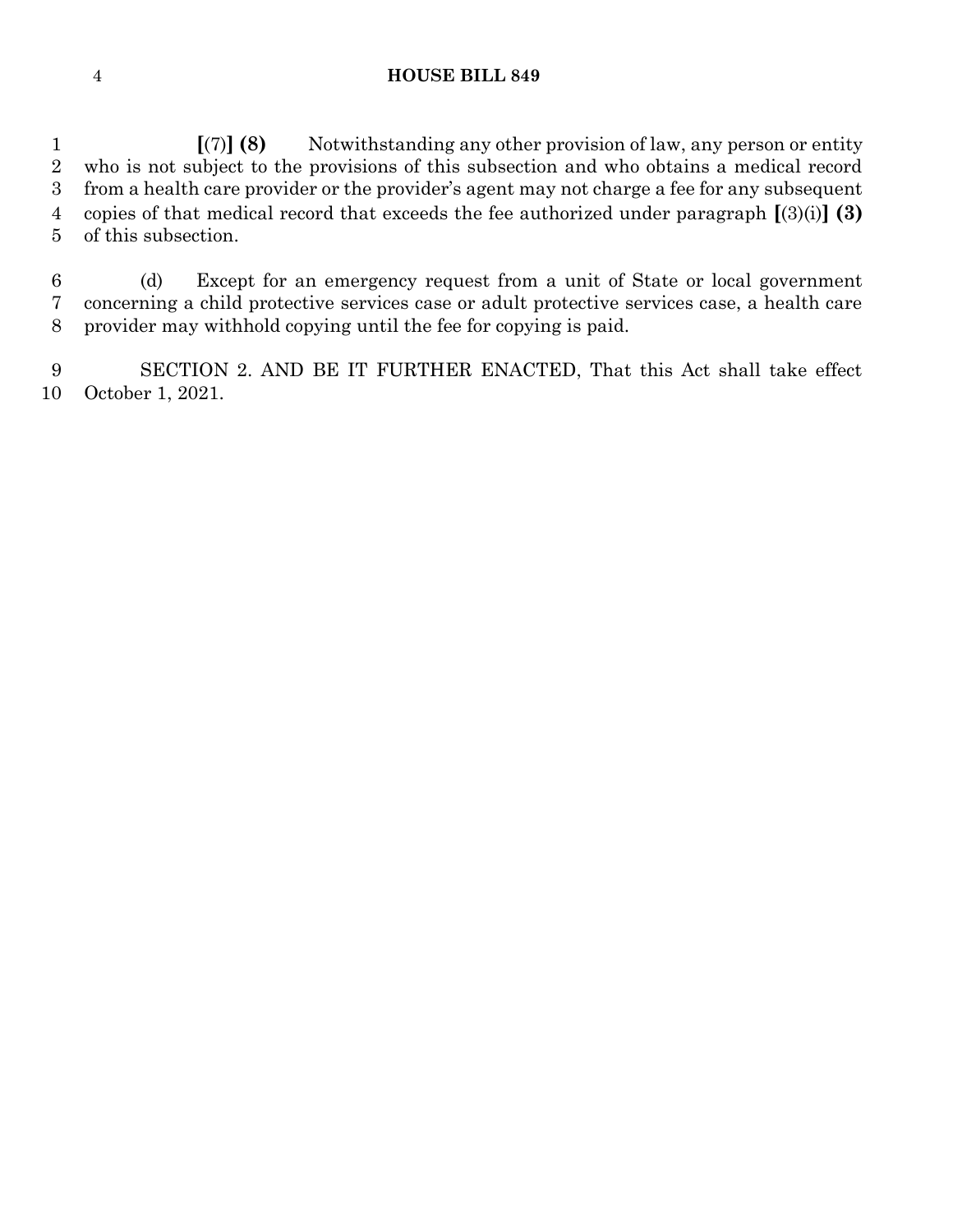**[**(7)**] (8)** Notwithstanding any other provision of law, any person or entity who is not subject to the provisions of this subsection and who obtains a medical record from a health care provider or the provider's agent may not charge a fee for any subsequent copies of that medical record that exceeds the fee authorized under paragraph **[**(3)(i)**] (3)** of this subsection.

(d) Except for an emergency request from a unit of State or local government concerning a child protective services case or adult protective services case, a health care provider may withhold copying until the fee for copying is paid.

SECTION 2. AND BE IT FURTHER ENACTED, That this Act shall take effect October 1, 2021.